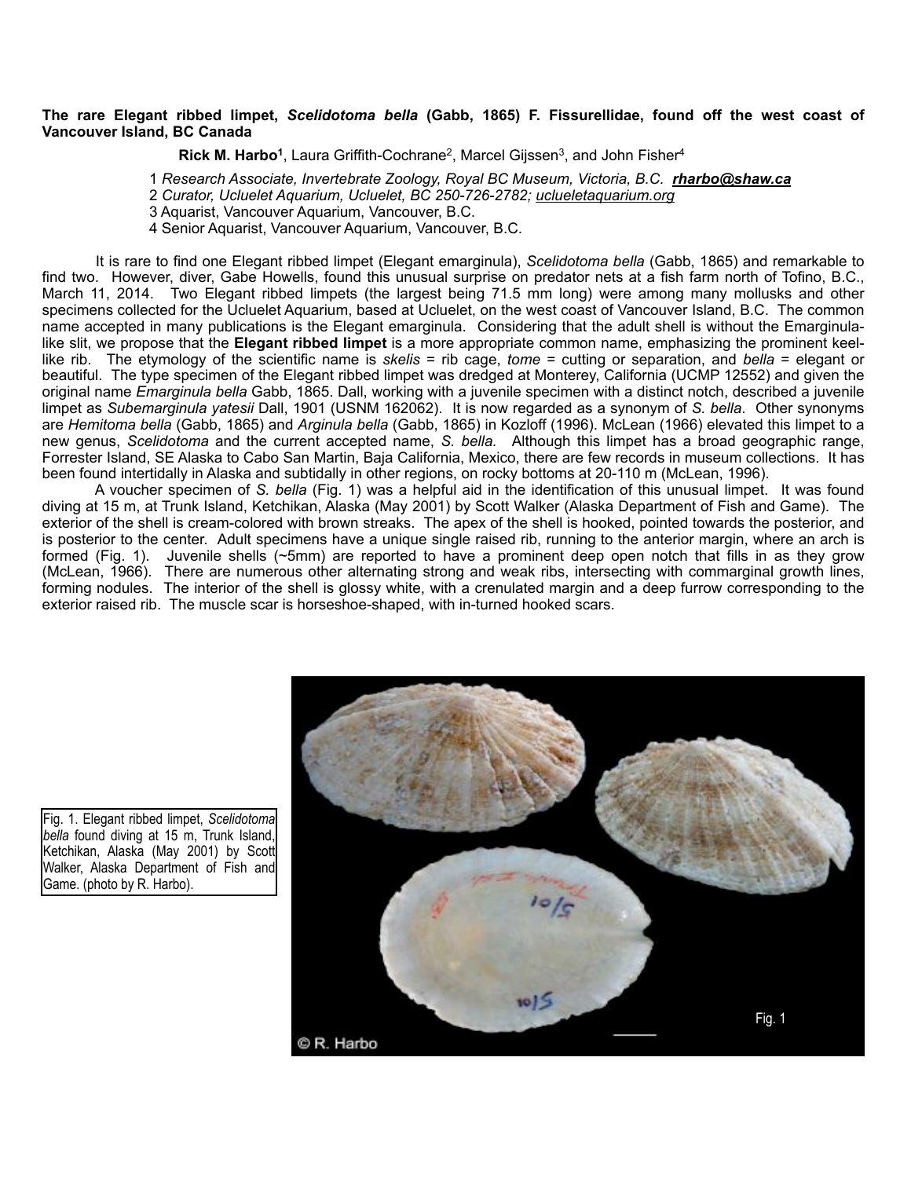**The rare Elegant ribbed limpet, *Scelidotoma bella* (Gabb, 1865) F. Fissurellidae, found off the west coast of Vancouver Island, BC Canada**

**Rick M. Harbo[1]**, Laura Griffith-Cochrane[2], Marcel Gijssen[3], and John Fisher[4]

1 *Research Associate, Invertebrate Zoology, Royal BC Museum, Victoria, B.C.* ***rharbo@shaw.ca***
2 *Curator, Ucluelet Aquarium, Ucluelet, BC 250-726-2782; uclueletaquarium.org*
3 Aquarist, Vancouver Aquarium, Vancouver, B.C.
4 Senior Aquarist, Vancouver Aquarium, Vancouver, B.C.

It is rare to find one Elegant ribbed limpet (Elegant emarginula), *Scelidotoma bella* (Gabb, 1865) and remarkable to find two. However, diver, Gabe Howells, found this unusual surprise on predator nets at a fish farm north of Tofino, B.C., March 11, 2014. Two Elegant ribbed limpets (the largest being 71.5 mm long) were among many mollusks and other specimens collected for the Ucluelet Aquarium, based at Ucluelet, on the west coast of Vancouver Island, B.C. The common name accepted in many publications is the Elegant emarginula. Considering that the adult shell is without the Emarginula-like slit, we propose that the **Elegant ribbed limpet** is a more appropriate common name, emphasizing the prominent keel-like rib. The etymology of the scientific name is *skelis* = rib cage, *tome* = cutting or separation, and *bella* = elegant or beautiful. The type specimen of the Elegant ribbed limpet was dredged at Monterey, California (UCMP 12552) and given the original name *Emarginula bella* Gabb, 1865. Dall, working with a juvenile specimen with a distinct notch, described a juvenile limpet as *Subemarginula yatesii* Dall, 1901 (USNM 162062). It is now regarded as a synonym of *S. bella*. Other synonyms are *Hemitoma bella* (Gabb, 1865) and *Arginula bella* (Gabb, 1865) in Kozloff (1996). McLean (1966) elevated this limpet to a new genus, *Scelidotoma* and the current accepted name, *S. bella.* Although this limpet has a broad geographic range, Forrester Island, SE Alaska to Cabo San Martin, Baja California, Mexico, there are few records in museum collections. It has been found intertidally in Alaska and subtidally in other regions, on rocky bottoms at 20-110 m (McLean, 1996).

A voucher specimen of *S. bella* (Fig. 1) was a helpful aid in the identification of this unusual limpet. It was found diving at 15 m, at Trunk Island, Ketchikan, Alaska (May 2001) by Scott Walker (Alaska Department of Fish and Game). The exterior of the shell is cream-colored with brown streaks. The apex of the shell is hooked, pointed towards the posterior, and is posterior to the center. Adult specimens have a unique single raised rib, running to the anterior margin, where an arch is formed (Fig. 1). Juvenile shells (~5mm) are reported to have a prominent deep open notch that fills in as they grow (McLean, 1966). There are numerous other alternating strong and weak ribs, intersecting with commarginal growth lines, forming nodules. The interior of the shell is glossy white, with a crenulated margin and a deep furrow corresponding to the exterior raised rib. The muscle scar is horseshoe-shaped, with in-turned hooked scars.

Fig. 1. Elegant ribbed limpet, *Scelidotoma bella* found diving at 15 m, Trunk Island, Ketchikan, Alaska (May 2001) by Scott Walker, Alaska Department of Fish and Game. (photo by R. Harbo).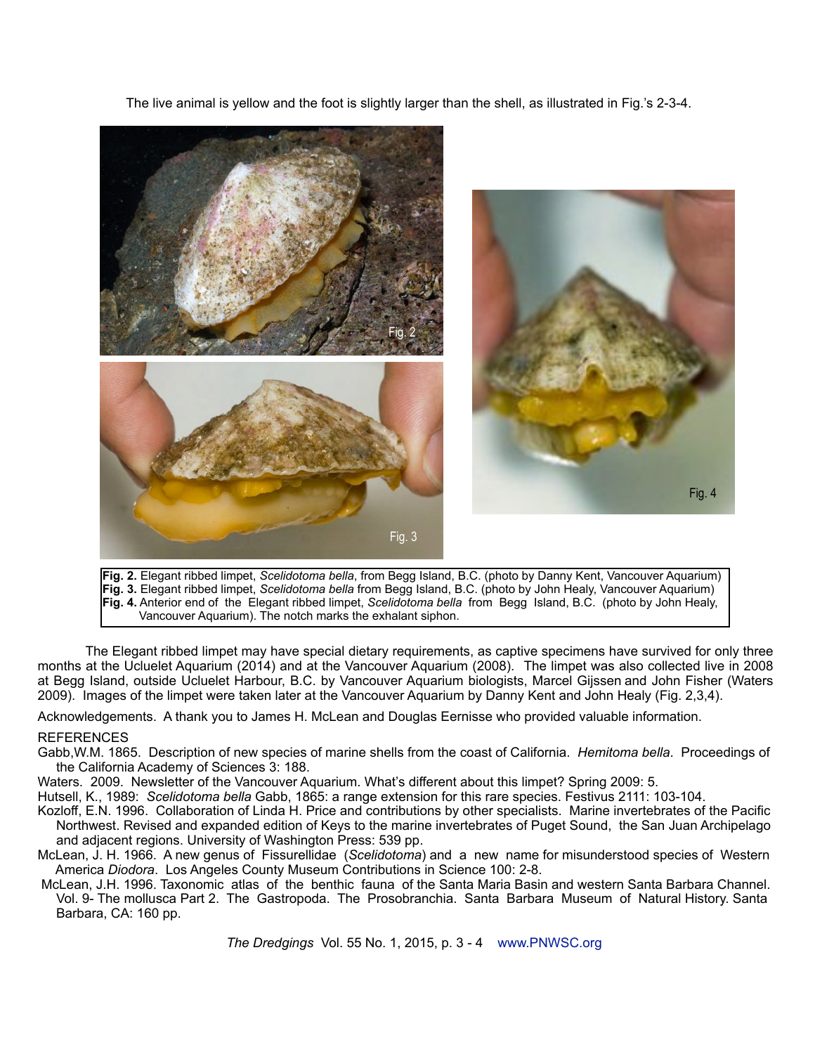The live animal is yellow and the foot is slightly larger than the shell, as illustrated in Fig.'s 2-3-4.

Fig. 2

Fig. 3

Fig. 4

**Fig. 2.** Elegant ribbed limpet, *Scelidotoma bella*, from Begg Island, B.C. (photo by Danny Kent, Vancouver Aquarium)
**Fig. 3.** Elegant ribbed limpet, *Scelidotoma bella* from Begg Island, B.C. (photo by John Healy, Vancouver Aquarium)
**Fig. 4.** Anterior end of the Elegant ribbed limpet, *Scelidotoma bella* from Begg Island, B.C. (photo by John Healy, Vancouver Aquarium). The notch marks the exhalant siphon.

The Elegant ribbed limpet may have special dietary requirements, as captive specimens have survived for only three months at the Ucluelet Aquarium (2014) and at the Vancouver Aquarium (2008). The limpet was also collected live in 2008 at Begg Island, outside Ucluelet Harbour, B.C. by Vancouver Aquarium biologists, Marcel Gijssen and John Fisher (Waters 2009). Images of the limpet were taken later at the Vancouver Aquarium by Danny Kent and John Healy (Fig. 2,3,4).

Acknowledgements. A thank you to James H. McLean and Douglas Eernisse who provided valuable information.

REFERENCES

Gabb,W.M. 1865. Description of new species of marine shells from the coast of California. *Hemitoma bella*. Proceedings of the California Academy of Sciences 3: 188.

Waters. 2009. Newsletter of the Vancouver Aquarium. What's different about this limpet? Spring 2009: 5.

Hutsell, K., 1989: *Scelidotoma bella* Gabb, 1865: a range extension for this rare species. Festivus 2111: 103-104.

Kozloff, E.N. 1996. Collaboration of Linda H. Price and contributions by other specialists. Marine invertebrates of the Pacific Northwest. Revised and expanded edition of Keys to the marine invertebrates of Puget Sound, the San Juan Archipelago and adjacent regions. University of Washington Press: 539 pp.

McLean, J. H. 1966. A new genus of Fissurellidae (*Scelidotoma*) and a new name for misunderstood species of Western America *Diodora*. Los Angeles County Museum Contributions in Science 100: 2-8.

McLean, J.H. 1996. Taxonomic atlas of the benthic fauna of the Santa Maria Basin and western Santa Barbara Channel. Vol. 9- The mollusca Part 2. The Gastropoda. The Prosobranchia. Santa Barbara Museum of Natural History. Santa Barbara, CA: 160 pp.